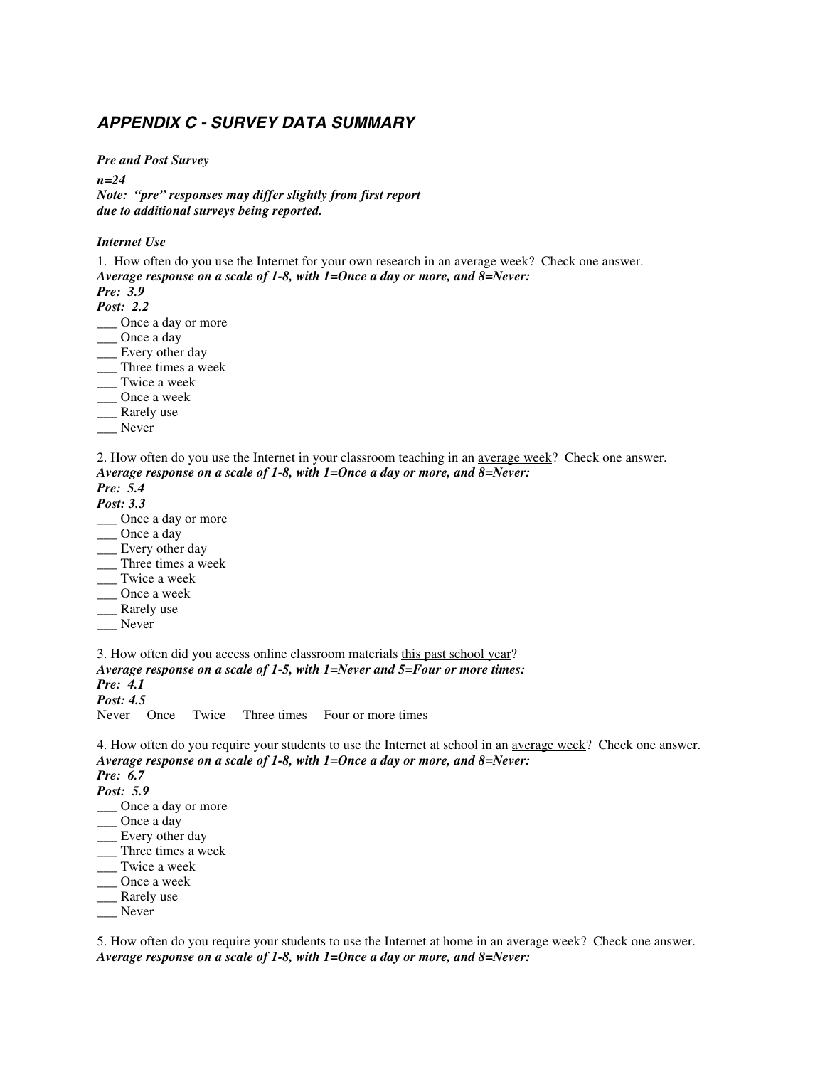## *APPENDIX C - SURVEY DATA SUMMARY*

***Pre and Post Survey***

***n=24***
***Note: "pre" responses may differ slightly from first report due to additional surveys being reported.***

***Internet Use***

1. How often do you use the Internet for your own research in an <u>average week</u>? Check one answer.
***Average response on a scale of 1-8, with 1=Once a day or more, and 8=Never:***
***Pre: 3.9***
***Post: 2.2***
___ Once a day or more
___ Once a day
___ Every other day
___ Three times a week
___ Twice a week
___ Once a week
___ Rarely use
___ Never

2. How often do you use the Internet in your classroom teaching in an <u>average week</u>? Check one answer.
***Average response on a scale of 1-8, with 1=Once a day or more, and 8=Never:***
***Pre: 5.4***
***Post: 3.3***
___ Once a day or more
___ Once a day
___ Every other day
___ Three times a week
___ Twice a week
___ Once a week
___ Rarely use
___ Never

3. How often did you access online classroom materials <u>this past school year</u>?
***Average response on a scale of 1-5, with 1=Never and 5=Four or more times:***
***Pre: 4.1***
***Post: 4.5***
Never Once Twice Three times Four or more times

4. How often do you require your students to use the Internet at school in an <u>average week</u>? Check one answer.
***Average response on a scale of 1-8, with 1=Once a day or more, and 8=Never:***
***Pre: 6.7***
***Post: 5.9***
___ Once a day or more
___ Once a day
___ Every other day
___ Three times a week
___ Twice a week
___ Once a week
___ Rarely use
___ Never

5. How often do you require your students to use the Internet at home in an <u>average week</u>? Check one answer.
***Average response on a scale of 1-8, with 1=Once a day or more, and 8=Never:***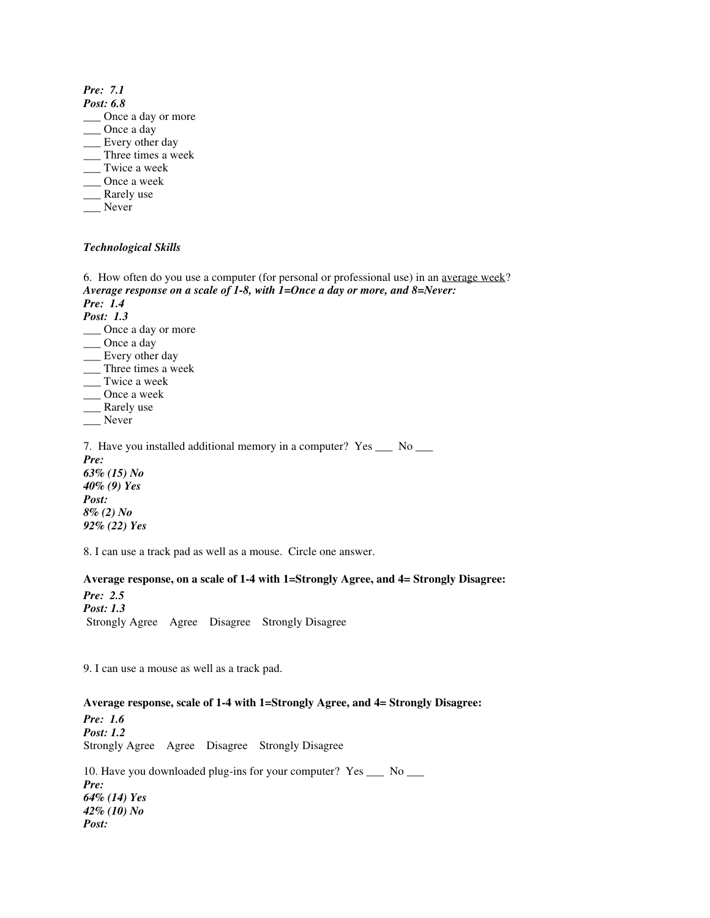***Pre: 7.1***
***Post: 6.8***
___ Once a day or more
___ Once a day
___ Every other day
___ Three times a week
___ Twice a week
___ Once a week
___ Rarely use
___ Never

***Technological Skills***

6. How often do you use a computer (for personal or professional use) in an <u>average week</u>?
***Average response on a scale of 1-8, with 1=Once a day or more, and 8=Never:***
***Pre: 1.4***
***Post: 1.3***
___ Once a day or more
___ Once a day
___ Every other day
___ Three times a week
___ Twice a week
___ Once a week
___ Rarely use
___ Never

7. Have you installed additional memory in a computer? Yes ___ No ___
***Pre:***
***63% (15) No***
***40% (9) Yes***
***Post:***
***8% (2) No***
***92% (22) Yes***

8. I can use a track pad as well as a mouse. Circle one answer.

**Average response, on a scale of 1-4 with 1=Strongly Agree, and 4= Strongly Disagree:**
***Pre: 2.5***
***Post: 1.3***
Strongly Agree Agree Disagree Strongly Disagree

9. I can use a mouse as well as a track pad.

**Average response, scale of 1-4 with 1=Strongly Agree, and 4= Strongly Disagree:**
***Pre: 1.6***
***Post: 1.2***
Strongly Agree Agree Disagree Strongly Disagree

10. Have you downloaded plug-ins for your computer? Yes ___ No ___
***Pre:***
***64% (14) Yes***
***42% (10) No***
***Post:***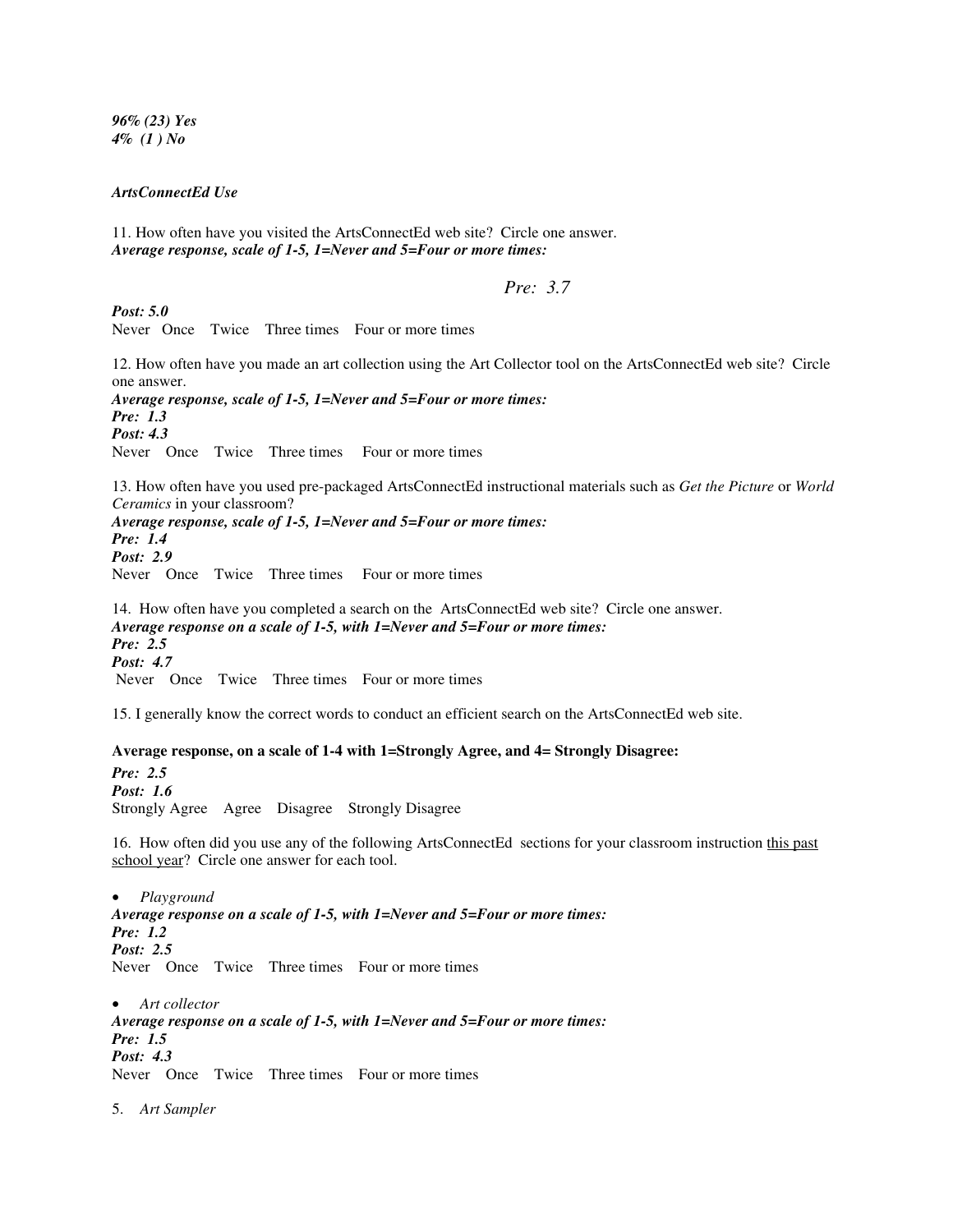***96% (23) Yes***
***4% (1 ) No***

***ArtsConnectEd Use***

11. How often have you visited the ArtsConnectEd web site? Circle one answer.
***Average response, scale of 1-5, 1=Never and 5=Four or more times:***

*Pre: 3.7*

***Post: 5.0***
Never Once Twice Three times Four or more times

12. How often have you made an art collection using the Art Collector tool on the ArtsConnectEd web site? Circle one answer.
***Average response, scale of 1-5, 1=Never and 5=Four or more times:***
***Pre: 1.3***
***Post: 4.3***
Never Once Twice Three times Four or more times

13. How often have you used pre-packaged ArtsConnectEd instructional materials such as *Get the Picture* or *World Ceramics* in your classroom?
***Average response, scale of 1-5, 1=Never and 5=Four or more times:***
***Pre: 1.4***
***Post: 2.9***
Never Once Twice Three times Four or more times

14. How often have you completed a search on the ArtsConnectEd web site? Circle one answer.
***Average response on a scale of 1-5, with 1=Never and 5=Four or more times:***
***Pre: 2.5***
***Post: 4.7***
Never Once Twice Three times Four or more times

15. I generally know the correct words to conduct an efficient search on the ArtsConnectEd web site.

**Average response, on a scale of 1-4 with 1=Strongly Agree, and 4= Strongly Disagree:**
***Pre: 2.5***
***Post: 1.6***
Strongly Agree Agree Disagree Strongly Disagree

16. How often did you use any of the following ArtsConnectEd sections for your classroom instruction <u>this past school year</u>? Circle one answer for each tool.

- *Playground*

***Average response on a scale of 1-5, with 1=Never and 5=Four or more times:***
***Pre: 1.2***
***Post: 2.5***
Never Once Twice Three times Four or more times

- *Art collector*

***Average response on a scale of 1-5, with 1=Never and 5=Four or more times:***
***Pre: 1.5***
***Post: 4.3***
Never Once Twice Three times Four or more times

5. *Art Sampler*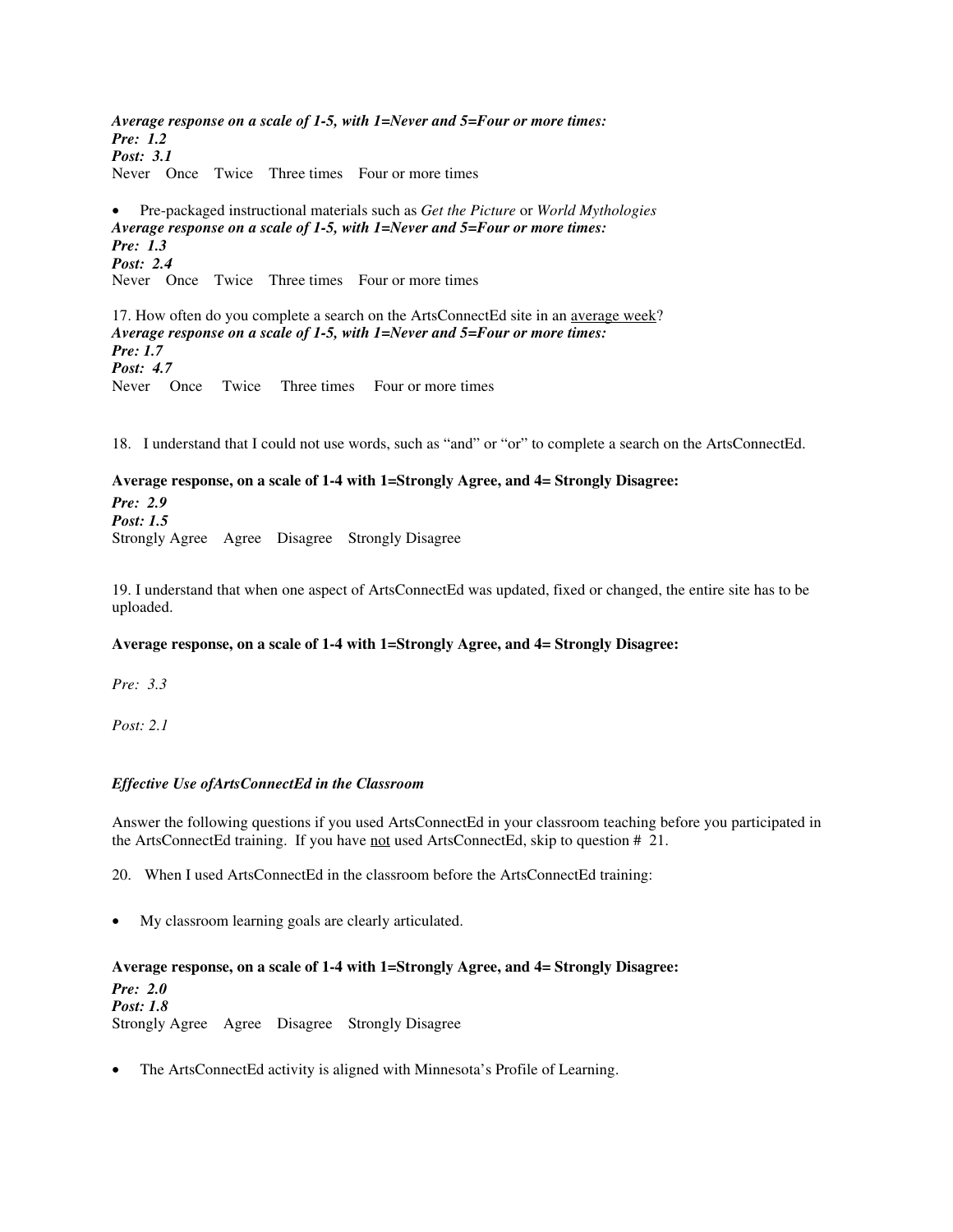***Average response on a scale of 1-5, with 1=Never and 5=Four or more times:***
***Pre: 1.2***
***Post: 3.1***
Never Once Twice Three times Four or more times

- Pre-packaged instructional materials such as *Get the Picture* or *World Mythologies*

***Average response on a scale of 1-5, with 1=Never and 5=Four or more times:***
***Pre: 1.3***
***Post: 2.4***
Never Once Twice Three times Four or more times

17. How often do you complete a search on the ArtsConnectEd site in an <u>average week</u>?

***Average response on a scale of 1-5, with 1=Never and 5=Four or more times:***
***Pre: 1.7***
***Post: 4.7***
Never Once Twice Three times Four or more times

18. I understand that I could not use words, such as "and" or "or" to complete a search on the ArtsConnectEd.

**Average response, on a scale of 1-4 with 1=Strongly Agree, and 4= Strongly Disagree:**
***Pre: 2.9***
***Post: 1.5***
Strongly Agree Agree Disagree Strongly Disagree

19. I understand that when one aspect of ArtsConnectEd was updated, fixed or changed, the entire site has to be uploaded.

**Average response, on a scale of 1-4 with 1=Strongly Agree, and 4= Strongly Disagree:**

*Pre: 3.3*

*Post: 2.1*

### *Effective Use ofArtsConnectEd in the Classroom*

Answer the following questions if you used ArtsConnectEd in your classroom teaching before you participated in the ArtsConnectEd training. If you have <u>not</u> used ArtsConnectEd, skip to question # 21.

20. When I used ArtsConnectEd in the classroom before the ArtsConnectEd training:

- My classroom learning goals are clearly articulated.

**Average response, on a scale of 1-4 with 1=Strongly Agree, and 4= Strongly Disagree:**
***Pre: 2.0***
***Post: 1.8***
Strongly Agree Agree Disagree Strongly Disagree

- The ArtsConnectEd activity is aligned with Minnesota's Profile of Learning.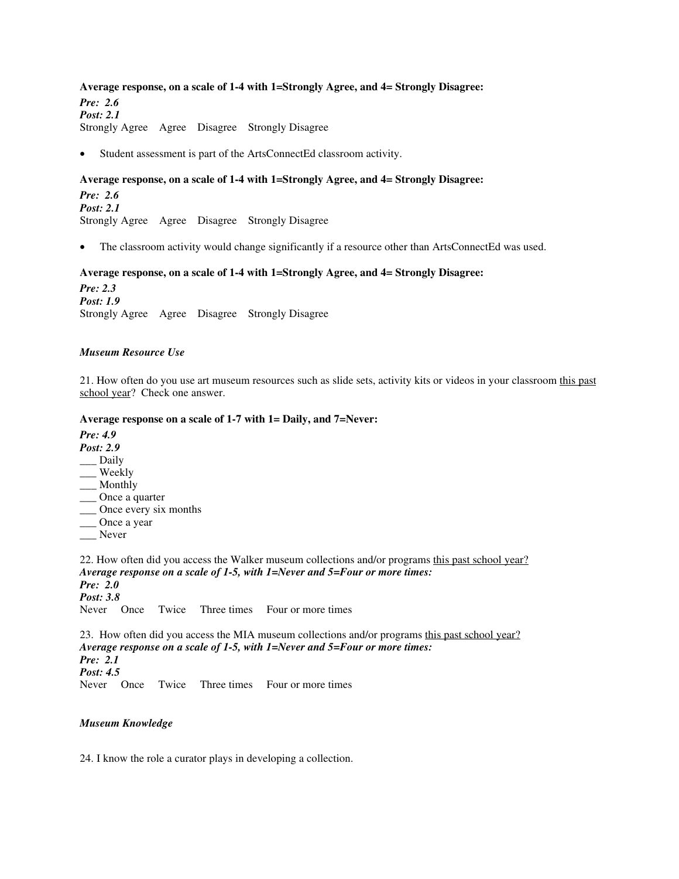**Average response, on a scale of 1-4 with 1=Strongly Agree, and 4= Strongly Disagree:**

***Pre: 2.6***
***Post: 2.1***
Strongly Agree  Agree  Disagree  Strongly Disagree

- Student assessment is part of the ArtsConnectEd classroom activity.

**Average response, on a scale of 1-4 with 1=Strongly Agree, and 4= Strongly Disagree:**

***Pre: 2.6***
***Post: 2.1***
Strongly Agree  Agree  Disagree  Strongly Disagree

- The classroom activity would change significantly if a resource other than ArtsConnectEd was used.

**Average response, on a scale of 1-4 with 1=Strongly Agree, and 4= Strongly Disagree:**

***Pre: 2.3***
***Post: 1.9***
Strongly Agree  Agree  Disagree  Strongly Disagree

*Museum Resource Use*

21. How often do you use art museum resources such as slide sets, activity kits or videos in your classroom this past school year? Check one answer.

**Average response on a scale of 1-7 with 1= Daily, and 7=Never:**

***Pre: 4.9***
***Post: 2.9***
___ Daily
___ Weekly
___ Monthly
___ Once a quarter
___ Once every six months
___ Once a year
___ Never

22. How often did you access the Walker museum collections and/or programs this past school year?
***Average response on a scale of 1-5, with 1=Never and 5=Four or more times:***
***Pre: 2.0***
***Post: 3.8***
Never  Once  Twice  Three times  Four or more times

23. How often did you access the MIA museum collections and/or programs this past school year?
***Average response on a scale of 1-5, with 1=Never and 5=Four or more times:***
***Pre: 2.1***
***Post: 4.5***
Never  Once  Twice  Three times  Four or more times

*Museum Knowledge*

24. I know the role a curator plays in developing a collection.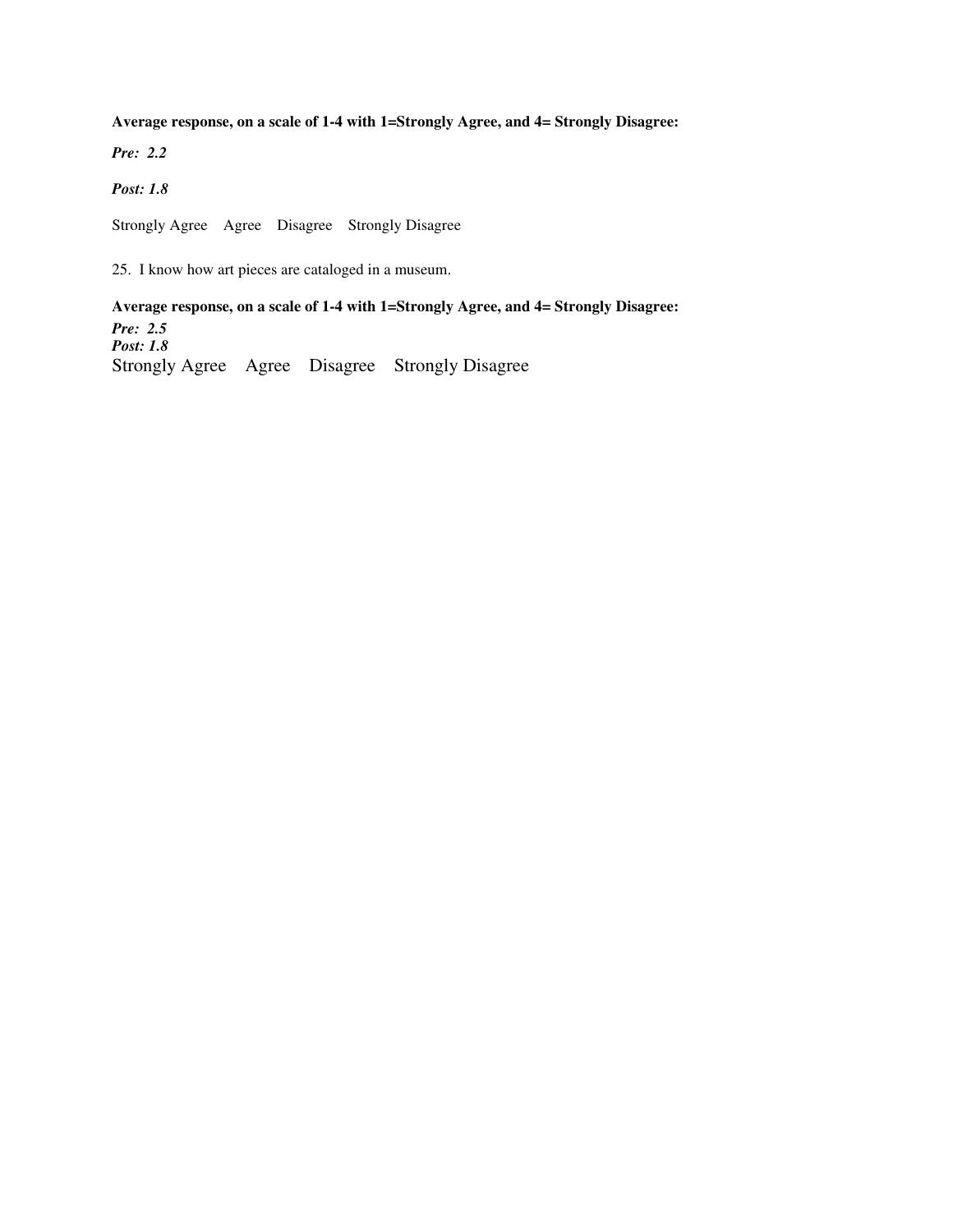**Average response, on a scale of 1-4 with 1=Strongly Agree, and 4= Strongly Disagree:**

***Pre: 2.2***

***Post: 1.8***

Strongly Agree    Agree    Disagree    Strongly Disagree

25. I know how art pieces are cataloged in a museum.

**Average response, on a scale of 1-4 with 1=Strongly Agree, and 4= Strongly Disagree:**

***Pre: 2.5***
***Post: 1.8***

Strongly Agree    Agree    Disagree    Strongly Disagree